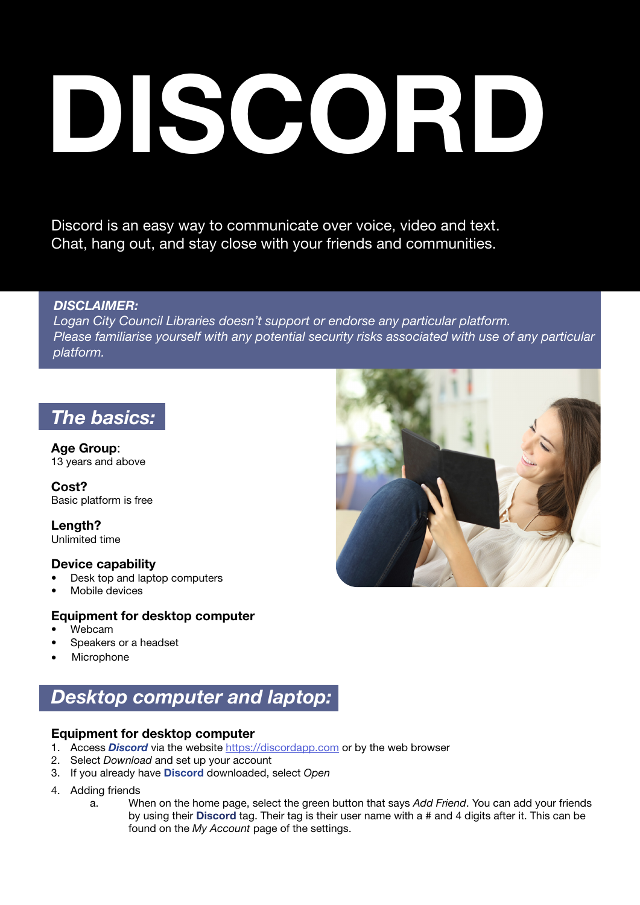# DISCORD

Discord is an easy way to communicate over voice, video and text.
Chat, hang out, and stay close with your friends and communities.

***DISCLAIMER:***
*Logan City Council Libraries doesn't support or endorse any particular platform.*
*Please familiarise yourself with any potential security risks associated with use of any particular platform.*

## *The basics:*

**Age Group**:
13 years and above

**Cost?**
Basic platform is free

**Length?**
Unlimited time

**Device capability**
- Desk top and laptop computers
- Mobile devices

**Equipment for desktop computer**
- Webcam
- Speakers or a headset
- Microphone

## *Desktop computer and laptop:*

**Equipment for desktop computer**
1. Access ***Discord*** via the website [https://discordapp.com](https://discordapp.com) or by the web browser
2. Select *Download* and set up your account
3. If you already have **Discord** downloaded, select *Open*
4. Adding friends
   a. When on the home page, select the green button that says *Add Friend*. You can add your friends by using their **Discord** tag. Their tag is their user name with a # and 4 digits after it. This can be found on the *My Account* page of the settings.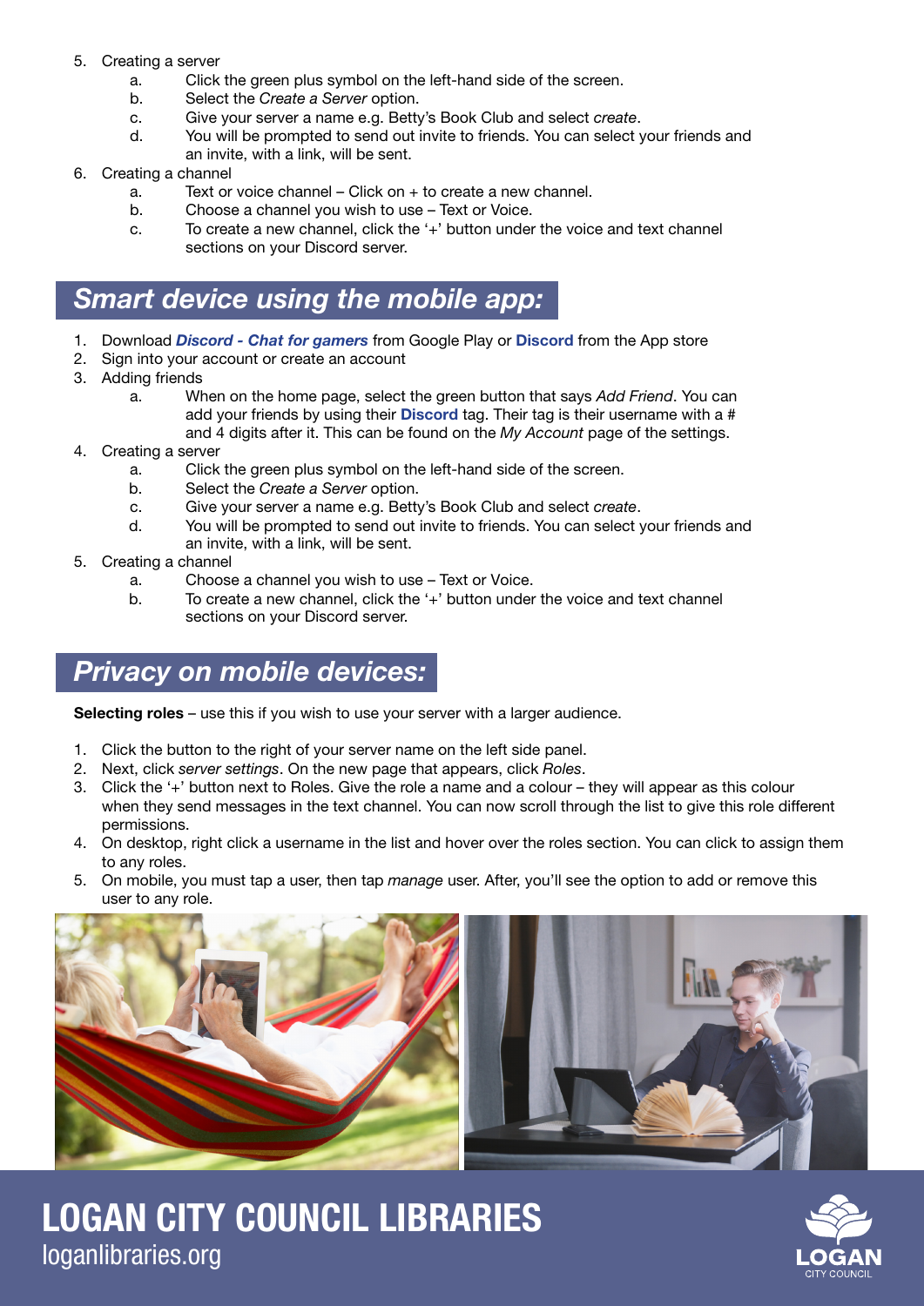5. Creating a server
    a. Click the green plus symbol on the left-hand side of the screen.
    b. Select the *Create a Server* option.
    c. Give your server a name e.g. Betty's Book Club and select *create*.
    d. You will be prompted to send out invite to friends. You can select your friends and an invite, with a link, will be sent.
6. Creating a channel
    a. Text or voice channel – Click on + to create a new channel.
    b. Choose a channel you wish to use – Text or Voice.
    c. To create a new channel, click the '+' button under the voice and text channel sections on your Discord server.

## *Smart device using the mobile app:*

1. Download ***Discord - Chat for gamers*** from Google Play or **Discord** from the App store
2. Sign into your account or create an account
3. Adding friends
    a. When on the home page, select the green button that says *Add Friend*. You can add your friends by using their **Discord** tag. Their tag is their username with a # and 4 digits after it. This can be found on the *My Account* page of the settings.
4. Creating a server
    a. Click the green plus symbol on the left-hand side of the screen.
    b. Select the *Create a Server* option.
    c. Give your server a name e.g. Betty's Book Club and select *create*.
    d. You will be prompted to send out invite to friends. You can select your friends and an invite, with a link, will be sent.
5. Creating a channel
    a. Choose a channel you wish to use – Text or Voice.
    b. To create a new channel, click the '+' button under the voice and text channel sections on your Discord server.

## *Privacy on mobile devices:*

**Selecting roles** – use this if you wish to use your server with a larger audience.

1. Click the button to the right of your server name on the left side panel.
2. Next, click *server settings*. On the new page that appears, click *Roles*.
3. Click the '+' button next to Roles. Give the role a name and a colour – they will appear as this colour when they send messages in the text channel. You can now scroll through the list to give this role different permissions.
4. On desktop, right click a username in the list and hover over the roles section. You can click to assign them to any roles.
5. On mobile, you must tap a user, then tap *manage* user. After, you'll see the option to add or remove this user to any role.

**LOGAN CITY COUNCIL LIBRARIES**
loganlibraries.org

LOGAN CITY COUNCIL